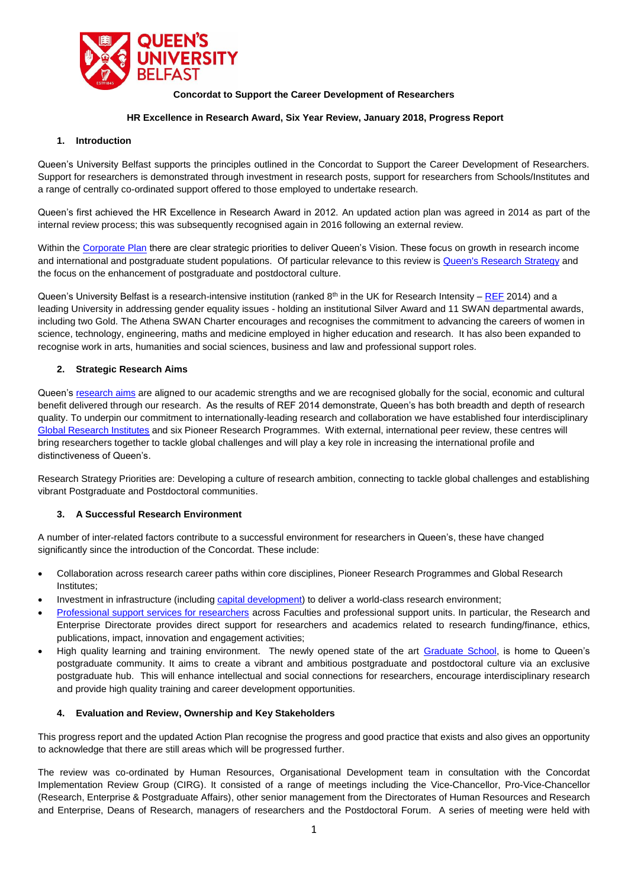**Concordat to Support the Career Development of Researchers**

**HR Excellence in Research Award, Six Year Review, January 2018, Progress Report**

## 1. Introduction

Queen's University Belfast supports the principles outlined in the Concordat to Support the Career Development of Researchers. Support for researchers is demonstrated through investment in research posts, support for researchers from Schools/Institutes and a range of centrally co-ordinated support offered to those employed to undertake research.

Queen's first achieved the HR Excellence in Research Award in 2012. An updated action plan was agreed in 2014 as part of the internal review process; this was subsequently recognised again in 2016 following an external review.

Within the Corporate Plan there are clear strategic priorities to deliver Queen's Vision. These focus on growth in research income and international and postgraduate student populations. Of particular relevance to this review is Queen's Research Strategy and the focus on the enhancement of postgraduate and postdoctoral culture.

Queen's University Belfast is a research-intensive institution (ranked 8th in the UK for Research Intensity – REF 2014) and a leading University in addressing gender equality issues - holding an institutional Silver Award and 11 SWAN departmental awards, including two Gold. The Athena SWAN Charter encourages and recognises the commitment to advancing the careers of women in science, technology, engineering, maths and medicine employed in higher education and research. It has also been expanded to recognise work in arts, humanities and social sciences, business and law and professional support roles.

## 2. Strategic Research Aims

Queen's research aims are aligned to our academic strengths and we are recognised globally for the social, economic and cultural benefit delivered through our research. As the results of REF 2014 demonstrate, Queen's has both breadth and depth of research quality. To underpin our commitment to internationally-leading research and collaboration we have established four interdisciplinary Global Research Institutes and six Pioneer Research Programmes. With external, international peer review, these centres will bring researchers together to tackle global challenges and will play a key role in increasing the international profile and distinctiveness of Queen's.

Research Strategy Priorities are: Developing a culture of research ambition, connecting to tackle global challenges and establishing vibrant Postgraduate and Postdoctoral communities.

## 3. A Successful Research Environment

A number of inter-related factors contribute to a successful environment for researchers in Queen's, these have changed significantly since the introduction of the Concordat. These include:

- Collaboration across research career paths within core disciplines, Pioneer Research Programmes and Global Research Institutes;
- Investment in infrastructure (including capital development) to deliver a world-class research environment;
- Professional support services for researchers across Faculties and professional support units. In particular, the Research and Enterprise Directorate provides direct support for researchers and academics related to research funding/finance, ethics, publications, impact, innovation and engagement activities;
- High quality learning and training environment. The newly opened state of the art Graduate School, is home to Queen's postgraduate community. It aims to create a vibrant and ambitious postgraduate and postdoctoral culture via an exclusive postgraduate hub. This will enhance intellectual and social connections for researchers, encourage interdisciplinary research and provide high quality training and career development opportunities.

## 4. Evaluation and Review, Ownership and Key Stakeholders

This progress report and the updated Action Plan recognise the progress and good practice that exists and also gives an opportunity to acknowledge that there are still areas which will be progressed further.

The review was co-ordinated by Human Resources, Organisational Development team in consultation with the Concordat Implementation Review Group (CIRG). It consisted of a range of meetings including the Vice-Chancellor, Pro-Vice-Chancellor (Research, Enterprise & Postgraduate Affairs), other senior management from the Directorates of Human Resources and Research and Enterprise, Deans of Research, managers of researchers and the Postdoctoral Forum. A series of meeting were held with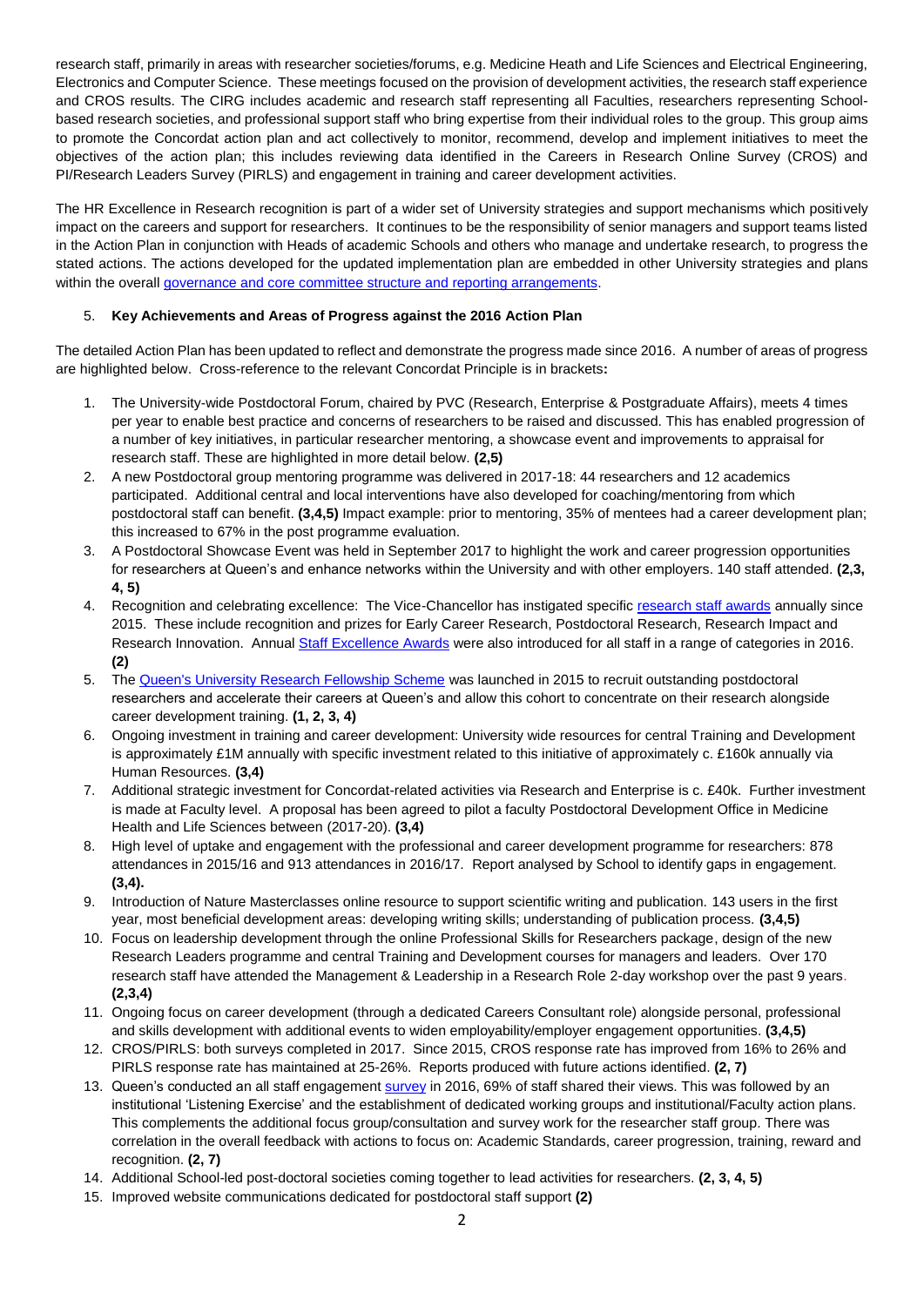research staff, primarily in areas with researcher societies/forums, e.g. Medicine Heath and Life Sciences and Electrical Engineering, Electronics and Computer Science. These meetings focused on the provision of development activities, the research staff experience and CROS results. The CIRG includes academic and research staff representing all Faculties, researchers representing School-based research societies, and professional support staff who bring expertise from their individual roles to the group. This group aims to promote the Concordat action plan and act collectively to monitor, recommend, develop and implement initiatives to meet the objectives of the action plan; this includes reviewing data identified in the Careers in Research Online Survey (CROS) and PI/Research Leaders Survey (PIRLS) and engagement in training and career development activities.

The HR Excellence in Research recognition is part of a wider set of University strategies and support mechanisms which positively impact on the careers and support for researchers. It continues to be the responsibility of senior managers and support teams listed in the Action Plan in conjunction with Heads of academic Schools and others who manage and undertake research, to progress the stated actions. The actions developed for the updated implementation plan are embedded in other University strategies and plans within the overall governance and core committee structure and reporting arrangements.

## 5. Key Achievements and Areas of Progress against the 2016 Action Plan

The detailed Action Plan has been updated to reflect and demonstrate the progress made since 2016. A number of areas of progress are highlighted below. Cross-reference to the relevant Concordat Principle is in brackets**:**

1. The University-wide Postdoctoral Forum, chaired by PVC (Research, Enterprise & Postgraduate Affairs), meets 4 times per year to enable best practice and concerns of researchers to be raised and discussed. This has enabled progression of a number of key initiatives, in particular researcher mentoring, a showcase event and improvements to appraisal for research staff. These are highlighted in more detail below. **(2,5)**
2. A new Postdoctoral group mentoring programme was delivered in 2017-18: 44 researchers and 12 academics participated. Additional central and local interventions have also developed for coaching/mentoring from which postdoctoral staff can benefit. **(3,4,5)** Impact example: prior to mentoring, 35% of mentees had a career development plan; this increased to 67% in the post programme evaluation.
3. A Postdoctoral Showcase Event was held in September 2017 to highlight the work and career progression opportunities for researchers at Queen's and enhance networks within the University and with other employers. 140 staff attended. **(2,3, 4, 5)**
4. Recognition and celebrating excellence: The Vice-Chancellor has instigated specific research staff awards annually since 2015. These include recognition and prizes for Early Career Research, Postdoctoral Research, Research Impact and Research Innovation. Annual Staff Excellence Awards were also introduced for all staff in a range of categories in 2016. **(2)**
5. The Queen's University Research Fellowship Scheme was launched in 2015 to recruit outstanding postdoctoral researchers and accelerate their careers at Queen's and allow this cohort to concentrate on their research alongside career development training. **(1, 2, 3, 4)**
6. Ongoing investment in training and career development: University wide resources for central Training and Development is approximately £1M annually with specific investment related to this initiative of approximately c. £160k annually via Human Resources. **(3,4)**
7. Additional strategic investment for Concordat-related activities via Research and Enterprise is c. £40k. Further investment is made at Faculty level. A proposal has been agreed to pilot a faculty Postdoctoral Development Office in Medicine Health and Life Sciences between (2017-20). **(3,4)**
8. High level of uptake and engagement with the professional and career development programme for researchers: 878 attendances in 2015/16 and 913 attendances in 2016/17. Report analysed by School to identify gaps in engagement. **(3,4).**
9. Introduction of Nature Masterclasses online resource to support scientific writing and publication. 143 users in the first year, most beneficial development areas: developing writing skills; understanding of publication process. **(3,4,5)**
10. Focus on leadership development through the online Professional Skills for Researchers package, design of the new Research Leaders programme and central Training and Development courses for managers and leaders. Over 170 research staff have attended the Management & Leadership in a Research Role 2-day workshop over the past 9 years. **(2,3,4)**
11. Ongoing focus on career development (through a dedicated Careers Consultant role) alongside personal, professional and skills development with additional events to widen employability/employer engagement opportunities. **(3,4,5)**
12. CROS/PIRLS: both surveys completed in 2017. Since 2015, CROS response rate has improved from 16% to 26% and PIRLS response rate has maintained at 25-26%. Reports produced with future actions identified. **(2, 7)**
13. Queen's conducted an all staff engagement survey in 2016, 69% of staff shared their views. This was followed by an institutional 'Listening Exercise' and the establishment of dedicated working groups and institutional/Faculty action plans. This complements the additional focus group/consultation and survey work for the researcher staff group. There was correlation in the overall feedback with actions to focus on: Academic Standards, career progression, training, reward and recognition. **(2, 7)**
14. Additional School-led post-doctoral societies coming together to lead activities for researchers. **(2, 3, 4, 5)**
15. Improved website communications dedicated for postdoctoral staff support **(2)**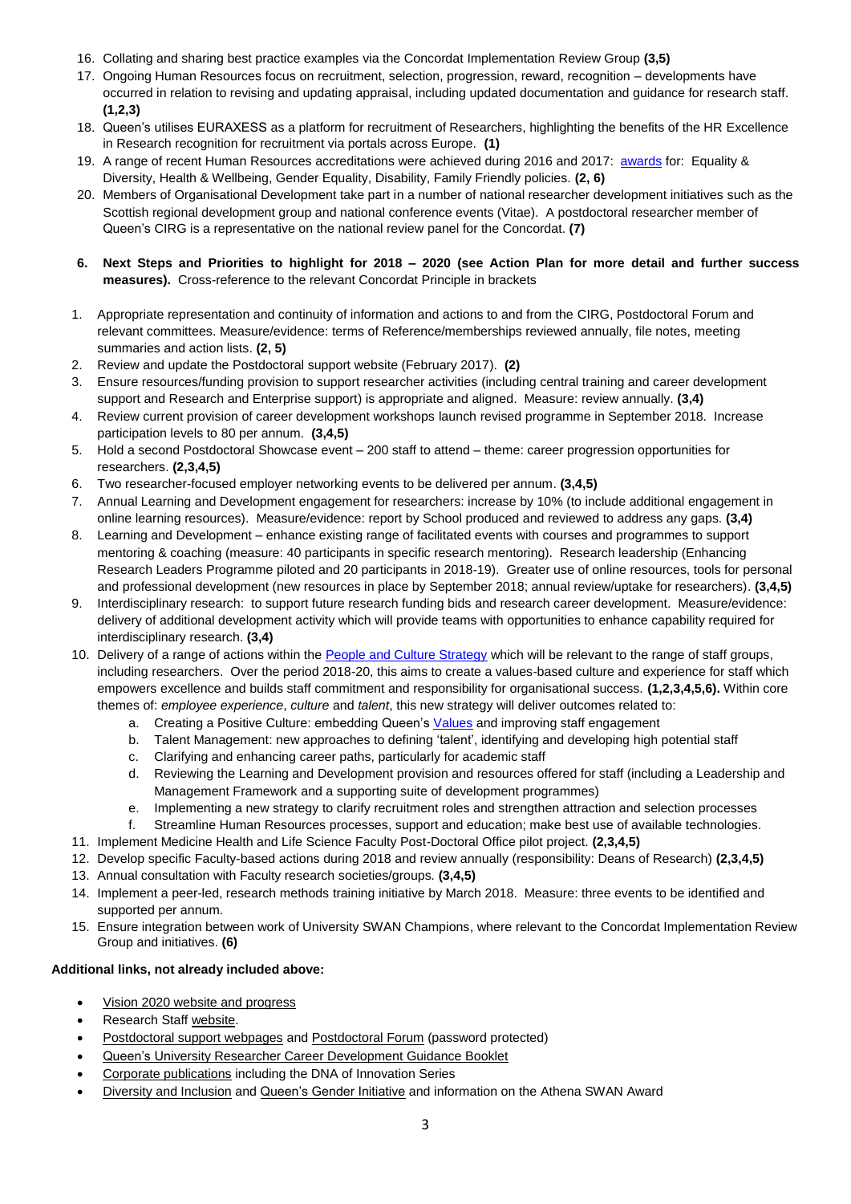16. Collating and sharing best practice examples via the Concordat Implementation Review Group **(3,5)**
17. Ongoing Human Resources focus on recruitment, selection, progression, reward, recognition – developments have occurred in relation to revising and updating appraisal, including updated documentation and guidance for research staff. **(1,2,3)**
18. Queen's utilises EURAXESS as a platform for recruitment of Researchers, highlighting the benefits of the HR Excellence in Research recognition for recruitment via portals across Europe. **(1)**
19. A range of recent Human Resources accreditations were achieved during 2016 and 2017: awards for: Equality & Diversity, Health & Wellbeing, Gender Equality, Disability, Family Friendly policies. **(2, 6)**
20. Members of Organisational Development take part in a number of national researcher development initiatives such as the Scottish regional development group and national conference events (Vitae). A postdoctoral researcher member of Queen's CIRG is a representative on the national review panel for the Concordat. **(7)**

**6. Next Steps and Priorities to highlight for 2018 – 2020 (see Action Plan for more detail and further success measures).** Cross-reference to the relevant Concordat Principle in brackets

1. Appropriate representation and continuity of information and actions to and from the CIRG, Postdoctoral Forum and relevant committees. Measure/evidence: terms of Reference/memberships reviewed annually, file notes, meeting summaries and action lists. **(2, 5)**
2. Review and update the Postdoctoral support website (February 2017). **(2)**
3. Ensure resources/funding provision to support researcher activities (including central training and career development support and Research and Enterprise support) is appropriate and aligned. Measure: review annually. **(3,4)**
4. Review current provision of career development workshops launch revised programme in September 2018. Increase participation levels to 80 per annum. **(3,4,5)**
5. Hold a second Postdoctoral Showcase event – 200 staff to attend – theme: career progression opportunities for researchers. **(2,3,4,5)**
6. Two researcher-focused employer networking events to be delivered per annum. **(3,4,5)**
7. Annual Learning and Development engagement for researchers: increase by 10% (to include additional engagement in online learning resources). Measure/evidence: report by School produced and reviewed to address any gaps. **(3,4)**
8. Learning and Development – enhance existing range of facilitated events with courses and programmes to support mentoring & coaching (measure: 40 participants in specific research mentoring). Research leadership (Enhancing Research Leaders Programme piloted and 20 participants in 2018-19). Greater use of online resources, tools for personal and professional development (new resources in place by September 2018; annual review/uptake for researchers). **(3,4,5)**
9. Interdisciplinary research: to support future research funding bids and research career development. Measure/evidence: delivery of additional development activity which will provide teams with opportunities to enhance capability required for interdisciplinary research. **(3,4)**
10. Delivery of a range of actions within the People and Culture Strategy which will be relevant to the range of staff groups, including researchers. Over the period 2018-20, this aims to create a values-based culture and experience for staff which empowers excellence and builds staff commitment and responsibility for organisational success. **(1,2,3,4,5,6).** Within core themes of: *employee experience*, *culture* and *talent*, this new strategy will deliver outcomes related to:
    a. Creating a Positive Culture: embedding Queen's Values and improving staff engagement
    b. Talent Management: new approaches to defining 'talent', identifying and developing high potential staff
    c. Clarifying and enhancing career paths, particularly for academic staff
    d. Reviewing the Learning and Development provision and resources offered for staff (including a Leadership and Management Framework and a supporting suite of development programmes)
    e. Implementing a new strategy to clarify recruitment roles and strengthen attraction and selection processes
    f. Streamline Human Resources processes, support and education; make best use of available technologies.
11. Implement Medicine Health and Life Science Faculty Post-Doctoral Office pilot project. **(2,3,4,5)**
12. Develop specific Faculty-based actions during 2018 and review annually (responsibility: Deans of Research) **(2,3,4,5)**
13. Annual consultation with Faculty research societies/groups. **(3,4,5)**
14. Implement a peer-led, research methods training initiative by March 2018. Measure: three events to be identified and supported per annum.
15. Ensure integration between work of University SWAN Champions, where relevant to the Concordat Implementation Review Group and initiatives. **(6)**

**Additional links, not already included above:**

- Vision 2020 website and progress
- Research Staff website.
- Postdoctoral support webpages and Postdoctoral Forum (password protected)
- Queen's University Researcher Career Development Guidance Booklet
- Corporate publications including the DNA of Innovation Series
- Diversity and Inclusion and Queen's Gender Initiative and information on the Athena SWAN Award